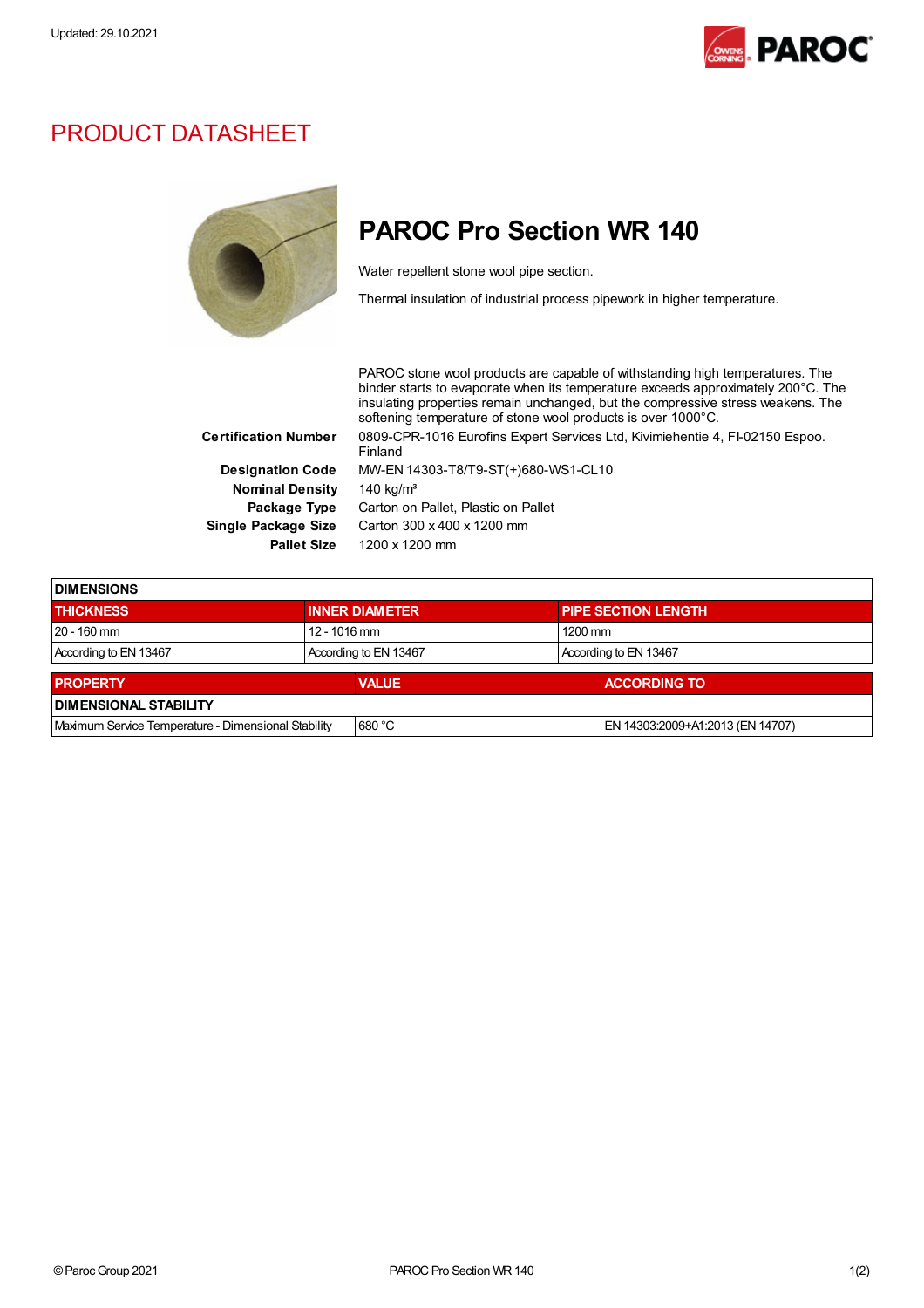Updated: 29.10.2021

# PRODUCT DATASHEET

## PAROC Pro Section WR 140

Water repellent stone wool pipe section.

Thermal insulation of industrial process pipework in higher temperature.

PAROC stone wool products are capable of withstanding high temperatures. The binder starts to evaporate when its temperature exceeds approximately 200°C. The insulating properties remain unchanged, but the compressive stress weakens. The softening temperature of stone wool products is over 1000°C.

| | |
|---|---|
| **Certification Number** | 0809-CPR-1016 Eurofins Expert Services Ltd, Kivimiehentie 4, FI-02150 Espoo. Finland |
| **Designation Code** | MW-EN 14303-T8/T9-ST(+)680-WS1-CL10 |
| **Nominal Density** | 140 kg/m³ |
| **Package Type** | Carton on Pallet, Plastic on Pallet |
| **Single Package Size** | Carton 300 x 400 x 1200 mm |
| **Pallet Size** | 1200 x 1200 mm |

**DIMENSIONS**

| THICKNESS | INNER DIAMETER | PIPE SECTION LENGTH |
|---|---|---|
| 20 - 160 mm | 12 - 1016 mm | 1200 mm |
| According to EN 13467 | According to EN 13467 | According to EN 13467 |

| PROPERTY | VALUE | ACCORDING TO |
|---|---|---|
| **DIMENSIONAL STABILITY** | | |
| Maximum Service Temperature - Dimensional Stability | 680 °C | EN 14303:2009+A1:2013 (EN 14707) |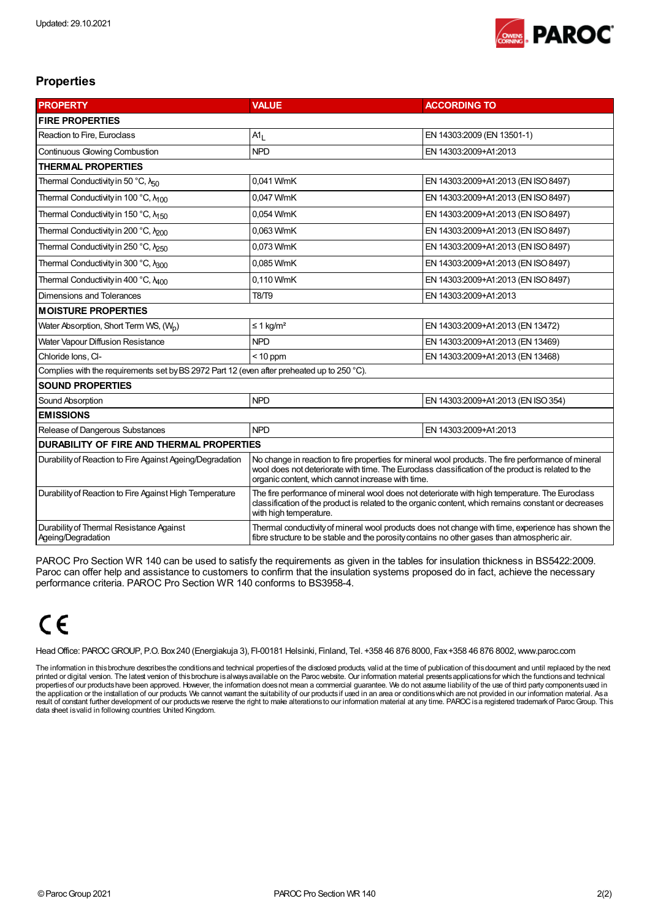Updated: 29.10.2021

## Properties

| PROPERTY | VALUE | ACCORDING TO |
|---|---|---|
| **FIRE PROPERTIES** | | |
| Reaction to Fire, Euroclass | $A1_L$ | EN 14303:2009 (EN 13501-1) |
| Continuous Glowing Combustion | NPD | EN 14303:2009+A1:2013 |
| **THERMAL PROPERTIES** | | |
| Thermal Conductivity in 50 °C, $\lambda_{50}$ | 0,041 W/mK | EN 14303:2009+A1:2013 (EN ISO 8497) |
| Thermal Conductivity in 100 °C, $\lambda_{100}$ | 0,047 W/mK | EN 14303:2009+A1:2013 (EN ISO 8497) |
| Thermal Conductivity in 150 °C, $\lambda_{150}$ | 0,054 W/mK | EN 14303:2009+A1:2013 (EN ISO 8497) |
| Thermal Conductivity in 200 °C, $\lambda_{200}$ | 0,063 W/mK | EN 14303:2009+A1:2013 (EN ISO 8497) |
| Thermal Conductivity in 250 °C, $\lambda_{250}$ | 0,073 W/mK | EN 14303:2009+A1:2013 (EN ISO 8497) |
| Thermal Conductivity in 300 °C, $\lambda_{300}$ | 0,085 W/mK | EN 14303:2009+A1:2013 (EN ISO 8497) |
| Thermal Conductivity in 400 °C, $\lambda_{400}$ | 0,110 W/mK | EN 14303:2009+A1:2013 (EN ISO 8497) |
| Dimensions and Tolerances | T8/T9 | EN 14303:2009+A1:2013 |
| **MOISTURE PROPERTIES** | | |
| Water Absorption, Short Term WS, ($W_p$) | ≤ 1 kg/m² | EN 14303:2009+A1:2013 (EN 13472) |
| Water Vapour Diffusion Resistance | NPD | EN 14303:2009+A1:2013 (EN 13469) |
| Chloride Ions, Cl- | < 10 ppm | EN 14303:2009+A1:2013 (EN 13468) |
| Complies with the requirements set by BS 2972 Part 12 (even after preheated up to 250 °C). | | |
| **SOUND PROPERTIES** | | |
| Sound Absorption | NPD | EN 14303:2009+A1:2013 (EN ISO 354) |
| **EMISSIONS** | | |
| Release of Dangerous Substances | NPD | EN 14303:2009+A1:2013 |
| **DURABILITY OF FIRE AND THERMAL PROPERTIES** | | |
| Durability of Reaction to Fire Against Ageing/Degradation | No change in reaction to fire properties for mineral wool products. The fire performance of mineral wool does not deteriorate with time. The Euroclass classification of the product is related to the organic content, which cannot increase with time. | |
| Durability of Reaction to Fire Against High Temperature | The fire performance of mineral wool does not deteriorate with high temperature. The Euroclass classification of the product is related to the organic content, which remains constant or decreases with high temperature. | |
| Durability of Thermal Resistance Against Ageing/Degradation | Thermal conductivity of mineral wool products does not change with time, experience has shown the fibre structure to be stable and the porosity contains no other gases than atmospheric air. | |

PAROC Pro Section WR 140 can be used to satisfy the requirements as given in the tables for insulation thickness in BS5422:2009. Paroc can offer help and assistance to customers to confirm that the insulation systems proposed do in fact, achieve the necessary performance criteria. PAROC Pro Section WR 140 conforms to BS3958-4.

CE

Head Office: PAROC GROUP, P.O. Box 240 (Energiakuja 3), FI-00181 Helsinki, Finland, Tel. +358 46 876 8000, Fax +358 46 876 8002, www.paroc.com

The information in this brochure describes the conditions and technical properties of the disclosed products, valid at the time of publication of this document and until replaced by the next printed or digital version. The latest version of this brochure is always available on the Paroc website. Our information material presents applications for which the functions and technical properties of our products have been approved. However, the information does not mean a commercial guarantee. We do not assume liability of the use of third party components used in the application or the installation of our products. We cannot warrant the suitability of our products if used in an area or conditions which are not provided in our information material. As a result of constant further development of our products we reserve the right to make alterations to our information material at any time. PAROC is a registered trademark of Paroc Group. This data sheet is valid in following countries: United Kingdom.